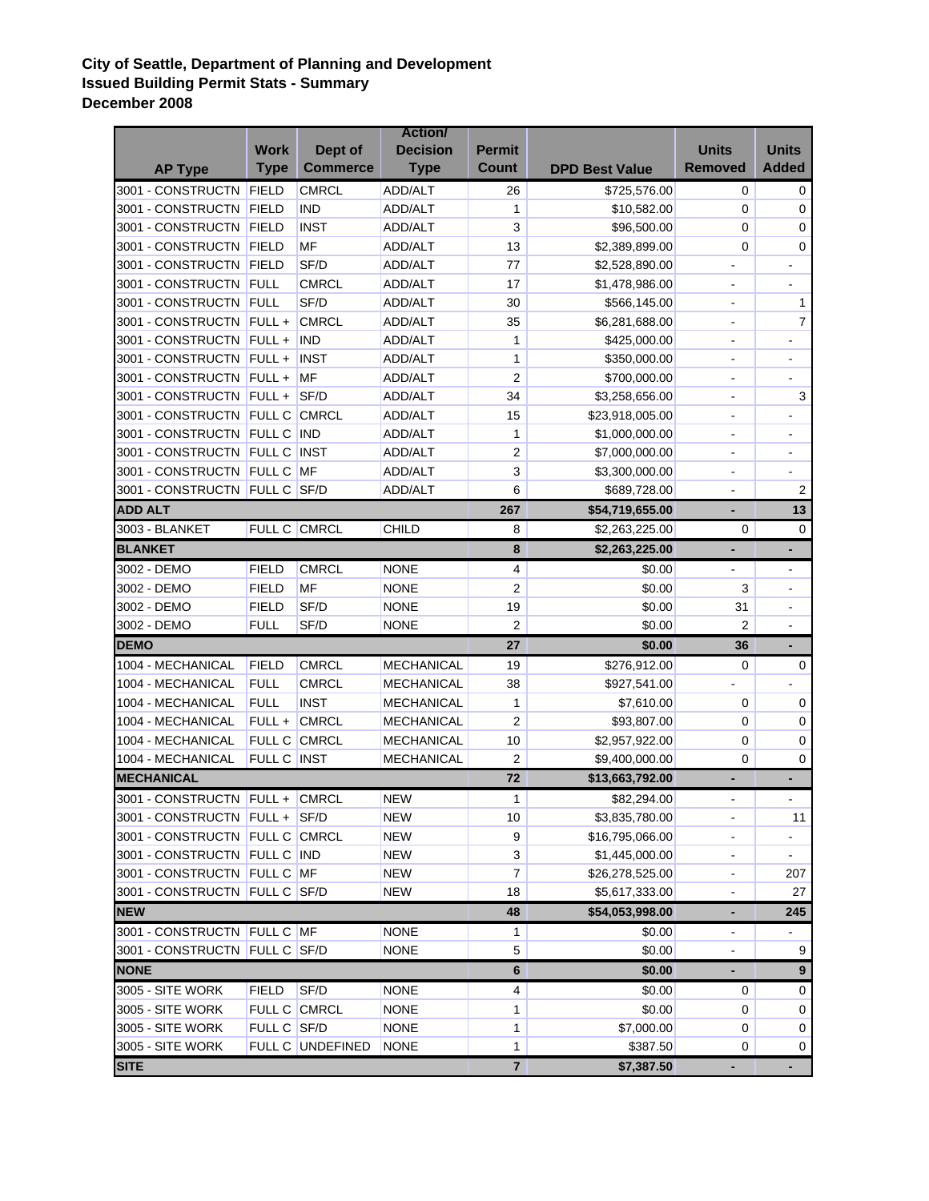**City of Seattle, Department of Planning and Development**
**Issued Building Permit Stats - Summary**
**December 2008**

| AP Type | Work Type | Dept of Commerce | Action/ Decision Type | Permit Count | DPD Best Value | Units Removed | Units Added |
|---|---|---|---|---|---|---|---|
| 3001 - CONSTRUCTN | FIELD | CMRCL | ADD/ALT | 26 | $725,576.00 | 0 | 0 |
| 3001 - CONSTRUCTN | FIELD | IND | ADD/ALT | 1 | $10,582.00 | 0 | 0 |
| 3001 - CONSTRUCTN | FIELD | INST | ADD/ALT | 3 | $96,500.00 | 0 | 0 |
| 3001 - CONSTRUCTN | FIELD | MF | ADD/ALT | 13 | $2,389,899.00 | 0 | 0 |
| 3001 - CONSTRUCTN | FIELD | SF/D | ADD/ALT | 77 | $2,528,890.00 | - | - |
| 3001 - CONSTRUCTN | FULL | CMRCL | ADD/ALT | 17 | $1,478,986.00 | - | - |
| 3001 - CONSTRUCTN | FULL | SF/D | ADD/ALT | 30 | $566,145.00 | - | 1 |
| 3001 - CONSTRUCTN | FULL + | CMRCL | ADD/ALT | 35 | $6,281,688.00 | - | 7 |
| 3001 - CONSTRUCTN | FULL + | IND | ADD/ALT | 1 | $425,000.00 | - | - |
| 3001 - CONSTRUCTN | FULL + | INST | ADD/ALT | 1 | $350,000.00 | - | - |
| 3001 - CONSTRUCTN | FULL + | MF | ADD/ALT | 2 | $700,000.00 | - | - |
| 3001 - CONSTRUCTN | FULL + | SF/D | ADD/ALT | 34 | $3,258,656.00 | - | 3 |
| 3001 - CONSTRUCTN | FULL C | CMRCL | ADD/ALT | 15 | $23,918,005.00 | - | - |
| 3001 - CONSTRUCTN | FULL C | IND | ADD/ALT | 1 | $1,000,000.00 | - | - |
| 3001 - CONSTRUCTN | FULL C | INST | ADD/ALT | 2 | $7,000,000.00 | - | - |
| 3001 - CONSTRUCTN | FULL C | MF | ADD/ALT | 3 | $3,300,000.00 | - | - |
| 3001 - CONSTRUCTN | FULL C | SF/D | ADD/ALT | 6 | $689,728.00 | - | 2 |
| **ADD ALT** | | | | **267** | **$54,719,655.00** | **-** | **13** |
| 3003 - BLANKET | FULL C | CMRCL | CHILD | 8 | $2,263,225.00 | 0 | 0 |
| **BLANKET** | | | | **8** | **$2,263,225.00** | **-** | **-** |
| 3002 - DEMO | FIELD | CMRCL | NONE | 4 | $0.00 | - | - |
| 3002 - DEMO | FIELD | MF | NONE | 2 | $0.00 | 3 | - |
| 3002 - DEMO | FIELD | SF/D | NONE | 19 | $0.00 | 31 | - |
| 3002 - DEMO | FULL | SF/D | NONE | 2 | $0.00 | 2 | - |
| **DEMO** | | | | **27** | **$0.00** | **36** | **-** |
| 1004 - MECHANICAL | FIELD | CMRCL | MECHANICAL | 19 | $276,912.00 | 0 | 0 |
| 1004 - MECHANICAL | FULL | CMRCL | MECHANICAL | 38 | $927,541.00 | - | - |
| 1004 - MECHANICAL | FULL | INST | MECHANICAL | 1 | $7,610.00 | 0 | 0 |
| 1004 - MECHANICAL | FULL + | CMRCL | MECHANICAL | 2 | $93,807.00 | 0 | 0 |
| 1004 - MECHANICAL | FULL C | CMRCL | MECHANICAL | 10 | $2,957,922.00 | 0 | 0 |
| 1004 - MECHANICAL | FULL C | INST | MECHANICAL | 2 | $9,400,000.00 | 0 | 0 |
| **MECHANICAL** | | | | **72** | **$13,663,792.00** | **-** | **-** |
| 3001 - CONSTRUCTN | FULL + | CMRCL | NEW | 1 | $82,294.00 | - | - |
| 3001 - CONSTRUCTN | FULL + | SF/D | NEW | 10 | $3,835,780.00 | - | 11 |
| 3001 - CONSTRUCTN | FULL C | CMRCL | NEW | 9 | $16,795,066.00 | - | - |
| 3001 - CONSTRUCTN | FULL C | IND | NEW | 3 | $1,445,000.00 | - | - |
| 3001 - CONSTRUCTN | FULL C | MF | NEW | 7 | $26,278,525.00 | - | 207 |
| 3001 - CONSTRUCTN | FULL C | SF/D | NEW | 18 | $5,617,333.00 | - | 27 |
| **NEW** | | | | **48** | **$54,053,998.00** | **-** | **245** |
| 3001 - CONSTRUCTN | FULL C | MF | NONE | 1 | $0.00 | - | - |
| 3001 - CONSTRUCTN | FULL C | SF/D | NONE | 5 | $0.00 | - | 9 |
| **NONE** | | | | **6** | **$0.00** | **-** | **9** |
| 3005 - SITE WORK | FIELD | SF/D | NONE | 4 | $0.00 | 0 | 0 |
| 3005 - SITE WORK | FULL C | CMRCL | NONE | 1 | $0.00 | 0 | 0 |
| 3005 - SITE WORK | FULL C | SF/D | NONE | 1 | $7,000.00 | 0 | 0 |
| 3005 - SITE WORK | FULL C | UNDEFINED | NONE | 1 | $387.50 | 0 | 0 |
| **SITE** | | | | **7** | **$7,387.50** | **-** | **-** |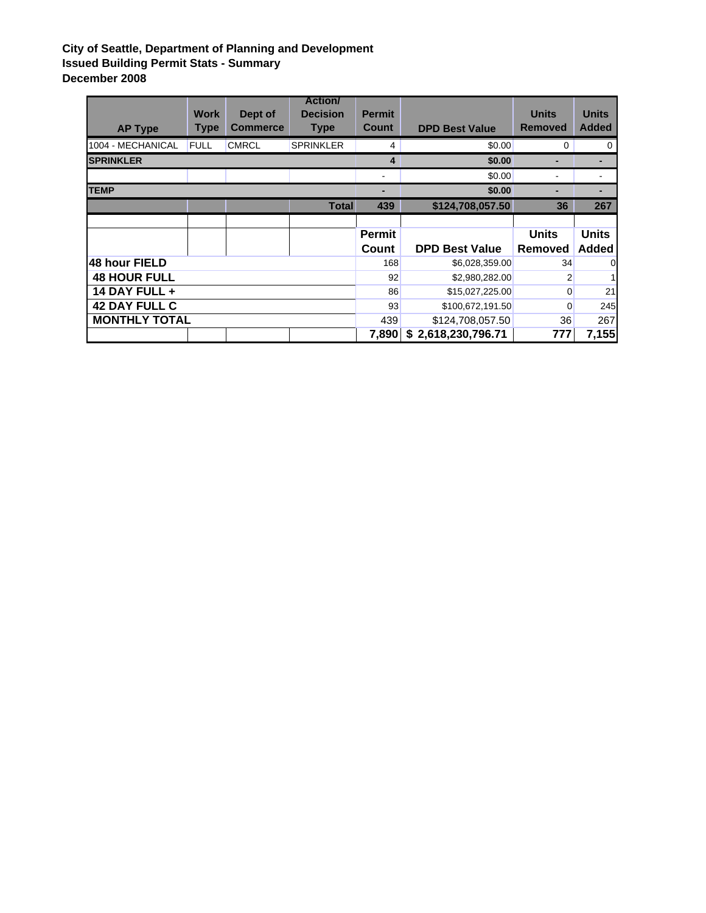**City of Seattle, Department of Planning and Development**
**Issued Building Permit Stats - Summary**
**December 2008**

| AP Type | Work Type | Dept of Commerce | Action/ Decision Type | Permit Count | DPD Best Value | Units Removed | Units Added |
|---|---|---|---|---|---|---|---|
| 1004 - MECHANICAL | FULL | CMRCL | SPRINKLER | 4 | $0.00 | 0 | 0 |
| **SPRINKLER** | | | | **4** | **$0.00** | **-** | **-** |
| | | | | - | $0.00 | - | - |
| **TEMP** | | | | **-** | **$0.00** | **-** | **-** |
| | | | **Total** | **439** | **$124,708,057.50** | **36** | **267** |
| | | | | | | | |
| | | | | **Permit Count** | **DPD Best Value** | **Units Removed** | **Units Added** |
| **48 hour FIELD** | | | | 168 | $6,028,359.00 | 34 | 0 |
| **48 HOUR FULL** | | | | 92 | $2,980,282.00 | 2 | 1 |
| **14 DAY FULL +** | | | | 86 | $15,027,225.00 | 0 | 21 |
| **42 DAY FULL C** | | | | 93 | $100,672,191.50 | 0 | 245 |
| **MONTHLY TOTAL** | | | | 439 | $124,708,057.50 | 36 | 267 |
| | | | | **7,890** | **$ 2,618,230,796.71** | **777** | **7,155** |